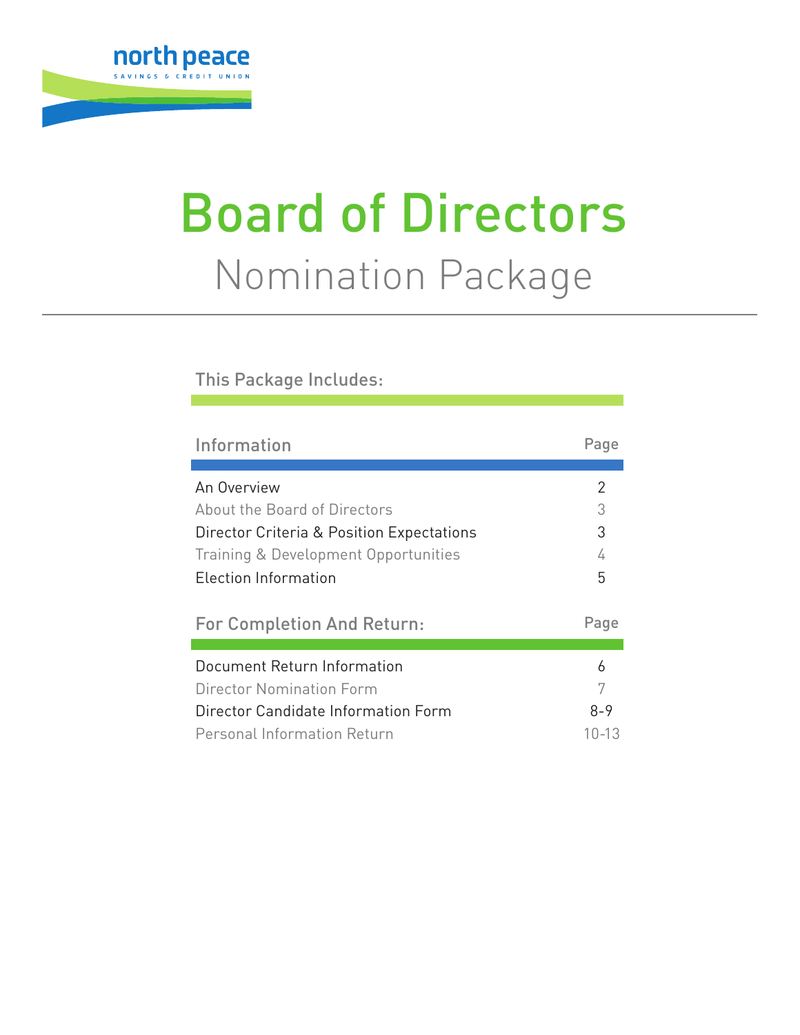north peace
SAVINGS & CREDIT UNION

# Board of Directors

## Nomination Package

### This Package Includes:

| Information | Page |
|---|---|
| An Overview | 2 |
| About the Board of Directors | 3 |
| Director Criteria & Position Expectations | 3 |
| Training & Development Opportunities | 4 |
| Election Information | 5 |

| For Completion And Return: | Page |
|---|---|
| Document Return Information | 6 |
| Director Nomination Form | 7 |
| Director Candidate Information Form | 8-9 |
| Personal Information Return | 10-13 |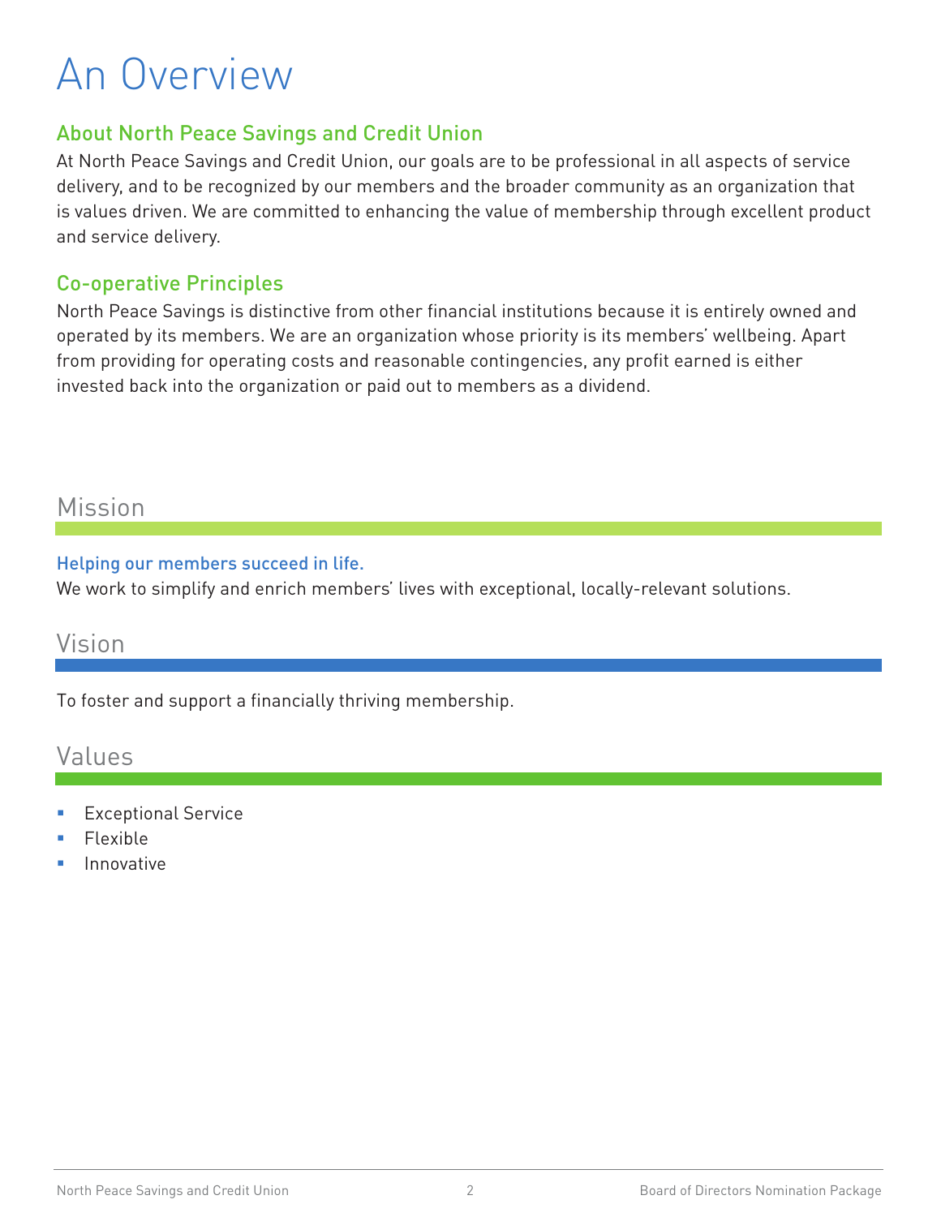# An Overview

## About North Peace Savings and Credit Union

At North Peace Savings and Credit Union, our goals are to be professional in all aspects of service delivery, and to be recognized by our members and the broader community as an organization that is values driven. We are committed to enhancing the value of membership through excellent product and service delivery.

## Co-operative Principles

North Peace Savings is distinctive from other financial institutions because it is entirely owned and operated by its members. We are an organization whose priority is its members' wellbeing. Apart from providing for operating costs and reasonable contingencies, any profit earned is either invested back into the organization or paid out to members as a dividend.

## Mission

### Helping our members succeed in life.

We work to simplify and enrich members' lives with exceptional, locally-relevant solutions.

## Vision

To foster and support a financially thriving membership.

## Values

- Exceptional Service
- Flexible
- Innovative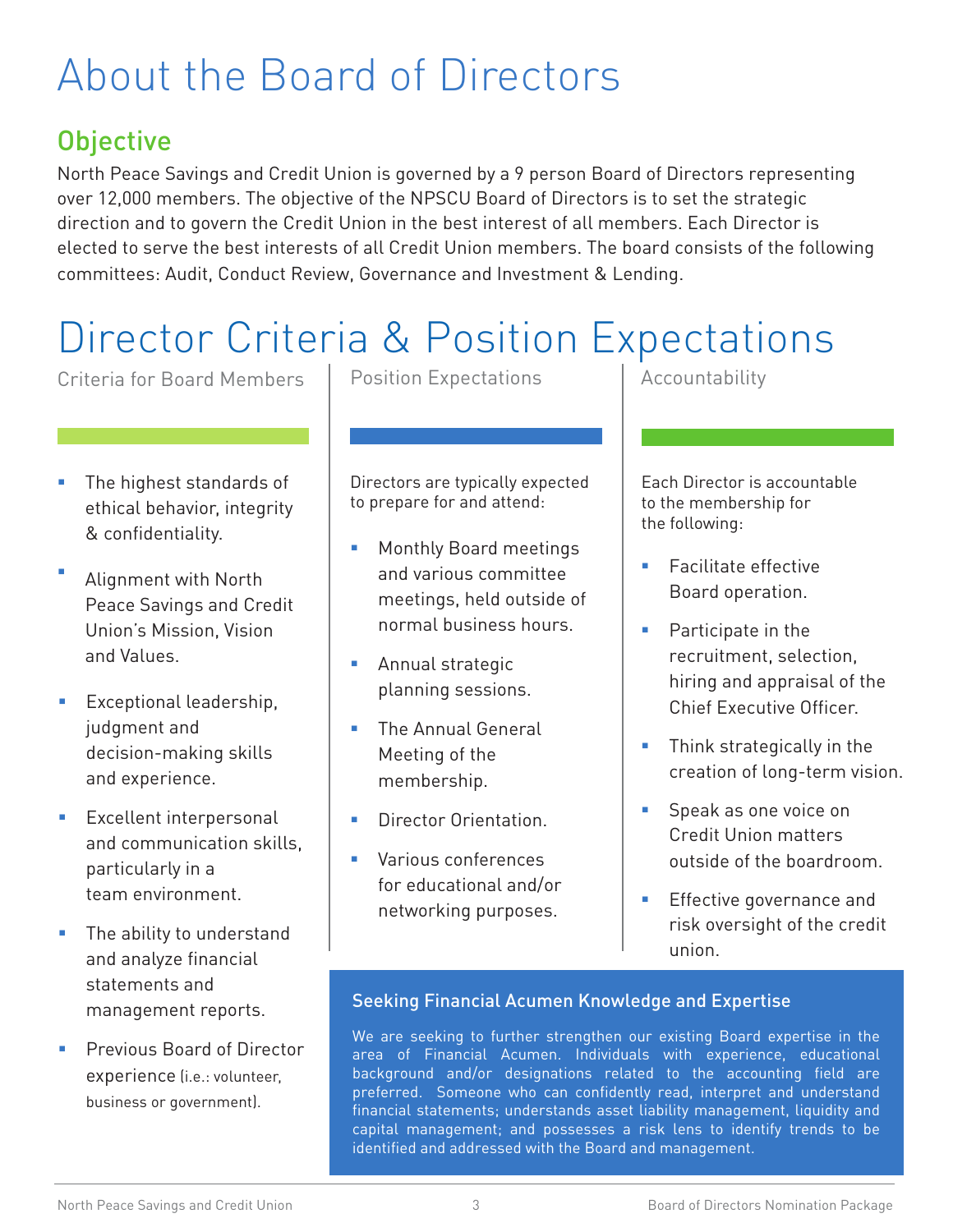# About the Board of Directors

## Objective

North Peace Savings and Credit Union is governed by a 9 person Board of Directors representing over 12,000 members. The objective of the NPSCU Board of Directors is to set the strategic direction and to govern the Credit Union in the best interest of all members. Each Director is elected to serve the best interests of all Credit Union members. The board consists of the following committees: Audit, Conduct Review, Governance and Investment & Lending.

# Director Criteria & Position Expectations

### Criteria for Board Members

- The highest standards of ethical behavior, integrity & confidentiality.
- Alignment with North Peace Savings and Credit Union's Mission, Vision and Values.
- Exceptional leadership, judgment and decision-making skills and experience.
- Excellent interpersonal and communication skills, particularly in a team environment.
- The ability to understand and analyze financial statements and management reports.
- Previous Board of Director experience (i.e.: volunteer, business or government).

### Position Expectations

Directors are typically expected to prepare for and attend:

- Monthly Board meetings and various committee meetings, held outside of normal business hours.
- Annual strategic planning sessions.
- The Annual General Meeting of the membership.
- Director Orientation.
- Various conferences for educational and/or networking purposes.

### Accountability

Each Director is accountable to the membership for the following:

- Facilitate effective Board operation.
- Participate in the recruitment, selection, hiring and appraisal of the Chief Executive Officer.
- Think strategically in the creation of long-term vision.
- Speak as one voice on Credit Union matters outside of the boardroom.
- Effective governance and risk oversight of the credit union.

### Seeking Financial Acumen Knowledge and Expertise

We are seeking to further strengthen our existing Board expertise in the area of Financial Acumen. Individuals with experience, educational background and/or designations related to the accounting field are preferred. Someone who can confidently read, interpret and understand financial statements; understands asset liability management, liquidity and capital management; and possesses a risk lens to identify trends to be identified and addressed with the Board and management.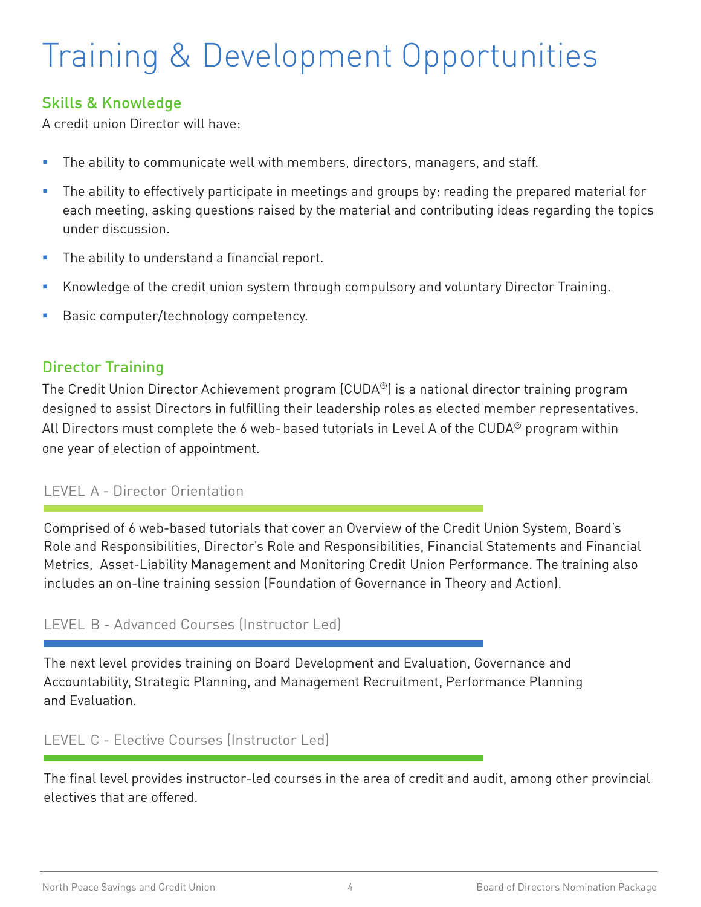# Training & Development Opportunities

## Skills & Knowledge

A credit union Director will have:

- The ability to communicate well with members, directors, managers, and staff.
- The ability to effectively participate in meetings and groups by: reading the prepared material for each meeting, asking questions raised by the material and contributing ideas regarding the topics under discussion.
- The ability to understand a financial report.
- Knowledge of the credit union system through compulsory and voluntary Director Training.
- Basic computer/technology competency.

## Director Training

The Credit Union Director Achievement program (CUDA®) is a national director training program designed to assist Directors in fulfilling their leadership roles as elected member representatives. All Directors must complete the 6 web-based tutorials in Level A of the CUDA® program within one year of election of appointment.

### LEVEL A - Director Orientation

Comprised of 6 web-based tutorials that cover an Overview of the Credit Union System, Board's Role and Responsibilities, Director's Role and Responsibilities, Financial Statements and Financial Metrics, Asset-Liability Management and Monitoring Credit Union Performance. The training also includes an on-line training session (Foundation of Governance in Theory and Action).

### LEVEL B - Advanced Courses (Instructor Led)

The next level provides training on Board Development and Evaluation, Governance and Accountability, Strategic Planning, and Management Recruitment, Performance Planning and Evaluation.

### LEVEL C - Elective Courses (Instructor Led)

The final level provides instructor-led courses in the area of credit and audit, among other provincial electives that are offered.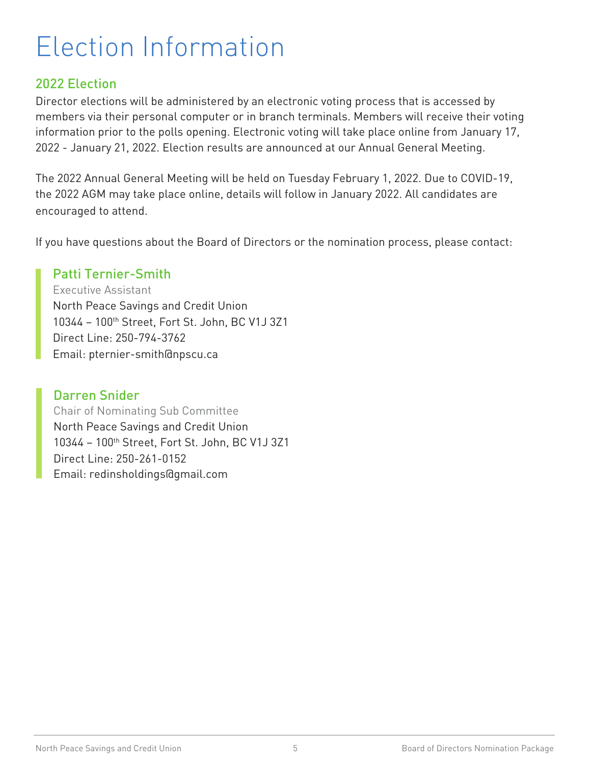# Election Information

## 2022 Election

Director elections will be administered by an electronic voting process that is accessed by members via their personal computer or in branch terminals. Members will receive their voting information prior to the polls opening. Electronic voting will take place online from January 17, 2022 - January 21, 2022. Election results are announced at our Annual General Meeting.

The 2022 Annual General Meeting will be held on Tuesday February 1, 2022. Due to COVID-19, the 2022 AGM may take place online, details will follow in January 2022. All candidates are encouraged to attend.

If you have questions about the Board of Directors or the nomination process, please contact:

### Patti Ternier-Smith

Executive Assistant
North Peace Savings and Credit Union
10344 – 100th Street, Fort St. John, BC V1J 3Z1
Direct Line: 250-794-3762
Email: pternier-smith@npscu.ca

### Darren Snider

Chair of Nominating Sub Committee
North Peace Savings and Credit Union
10344 – 100th Street, Fort St. John, BC V1J 3Z1
Direct Line: 250-261-0152
Email: redinsholdings@gmail.com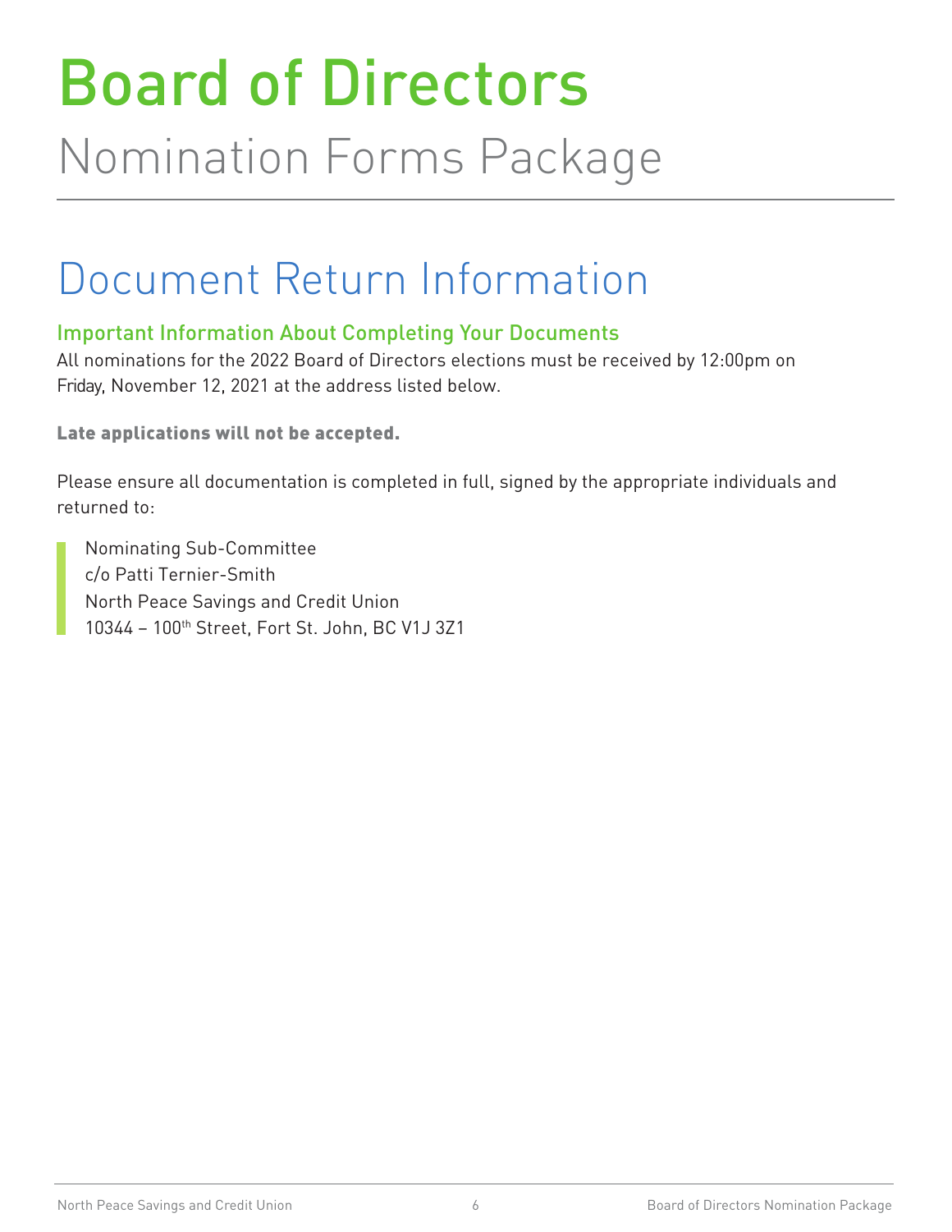# Board of Directors

Nomination Forms Package

## Document Return Information

### Important Information About Completing Your Documents

All nominations for the 2022 Board of Directors elections must be received by 12:00pm on Friday, November 12, 2021 at the address listed below.

**Late applications will not be accepted.**

Please ensure all documentation is completed in full, signed by the appropriate individuals and returned to:

> Nominating Sub-Committee
> c/o Patti Ternier-Smith
> North Peace Savings and Credit Union
> 10344 – 100th Street, Fort St. John, BC V1J 3Z1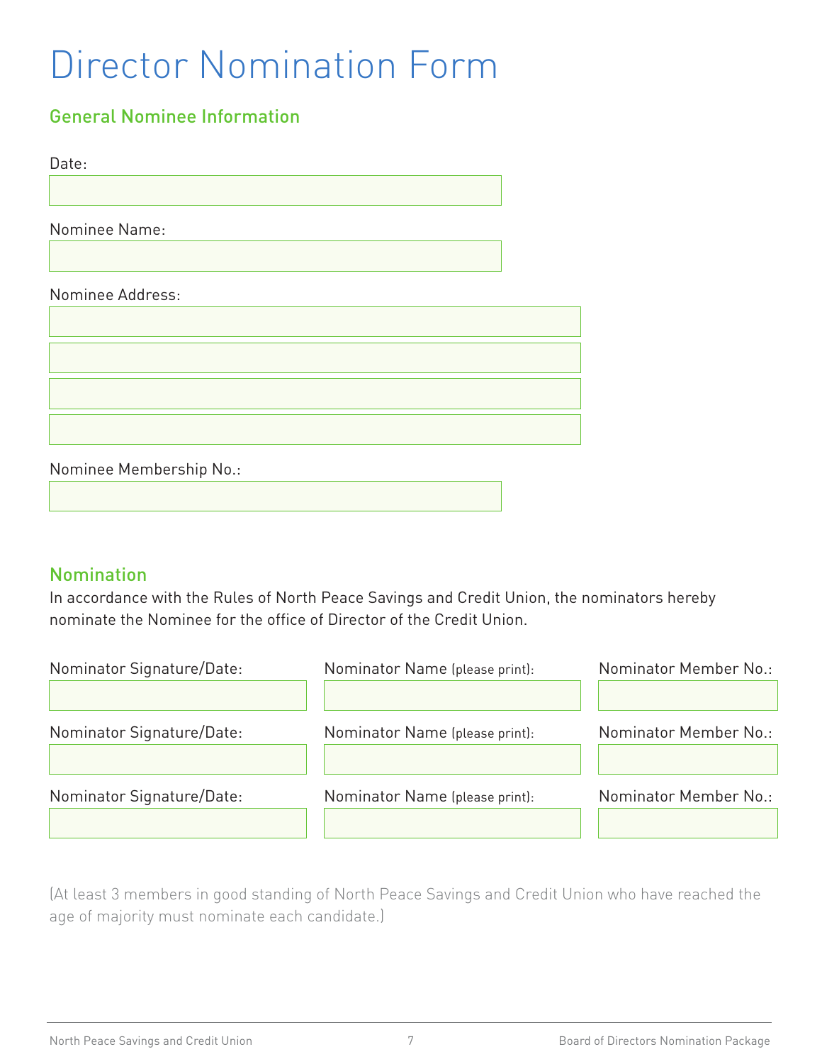# Director Nomination Form

## General Nominee Information

Date:

Nominee Name:

Nominee Address:

Nominee Membership No.:

## Nomination

In accordance with the Rules of North Peace Savings and Credit Union, the nominators hereby nominate the Nominee for the office of Director of the Credit Union.

| Nominator Signature/Date: | Nominator Name (please print): | Nominator Member No.: |
|---|---|---|
| | | |
| | | |
| | | |

(At least 3 members in good standing of North Peace Savings and Credit Union who have reached the age of majority must nominate each candidate.)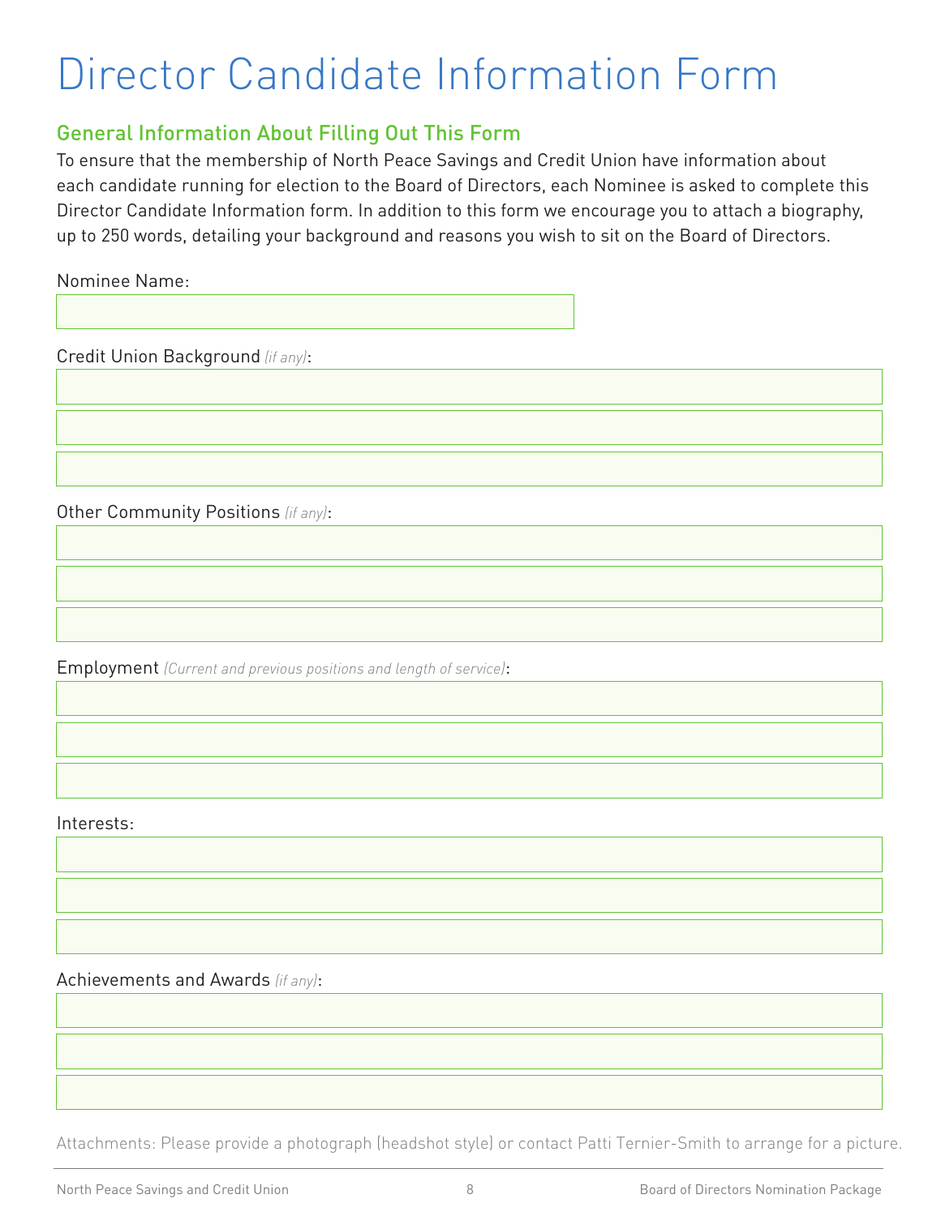# Director Candidate Information Form

## General Information About Filling Out This Form

To ensure that the membership of North Peace Savings and Credit Union have information about each candidate running for election to the Board of Directors, each Nominee is asked to complete this Director Candidate Information form. In addition to this form we encourage you to attach a biography, up to 250 words, detailing your background and reasons you wish to sit on the Board of Directors.

Nominee Name:

Credit Union Background *(if any)*:

Other Community Positions *(if any)*:

Employment *(Current and previous positions and length of service)*:

Interests:

Achievements and Awards *(if any)*:

Attachments: Please provide a photograph (headshot style) or contact Patti Ternier-Smith to arrange for a picture.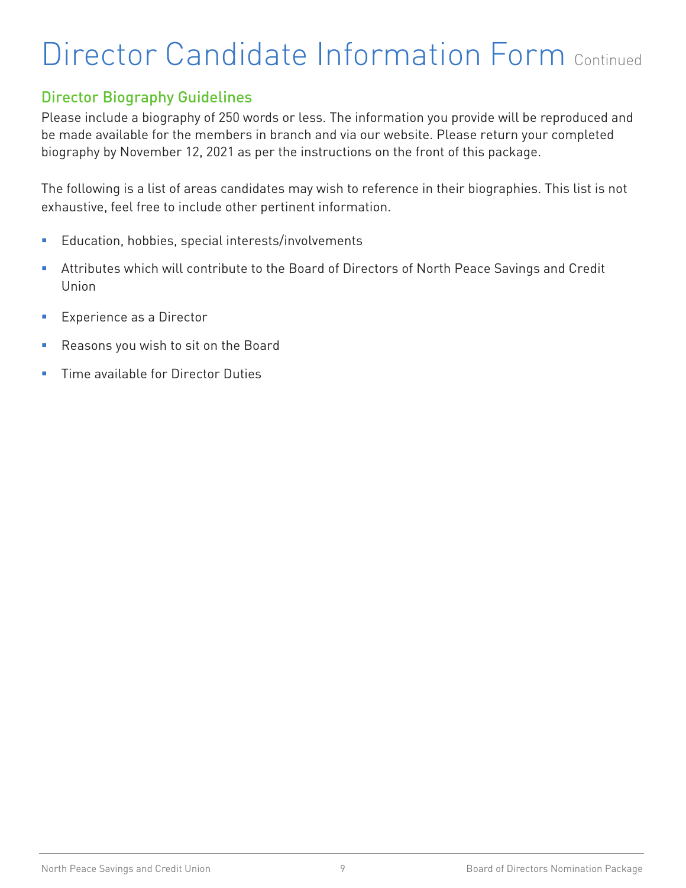# Director Candidate Information Form Continued

## Director Biography Guidelines

Please include a biography of 250 words or less. The information you provide will be reproduced and be made available for the members in branch and via our website. Please return your completed biography by November 12, 2021 as per the instructions on the front of this package.

The following is a list of areas candidates may wish to reference in their biographies. This list is not exhaustive, feel free to include other pertinent information.

- Education, hobbies, special interests/involvements
- Attributes which will contribute to the Board of Directors of North Peace Savings and Credit Union
- Experience as a Director
- Reasons you wish to sit on the Board
- Time available for Director Duties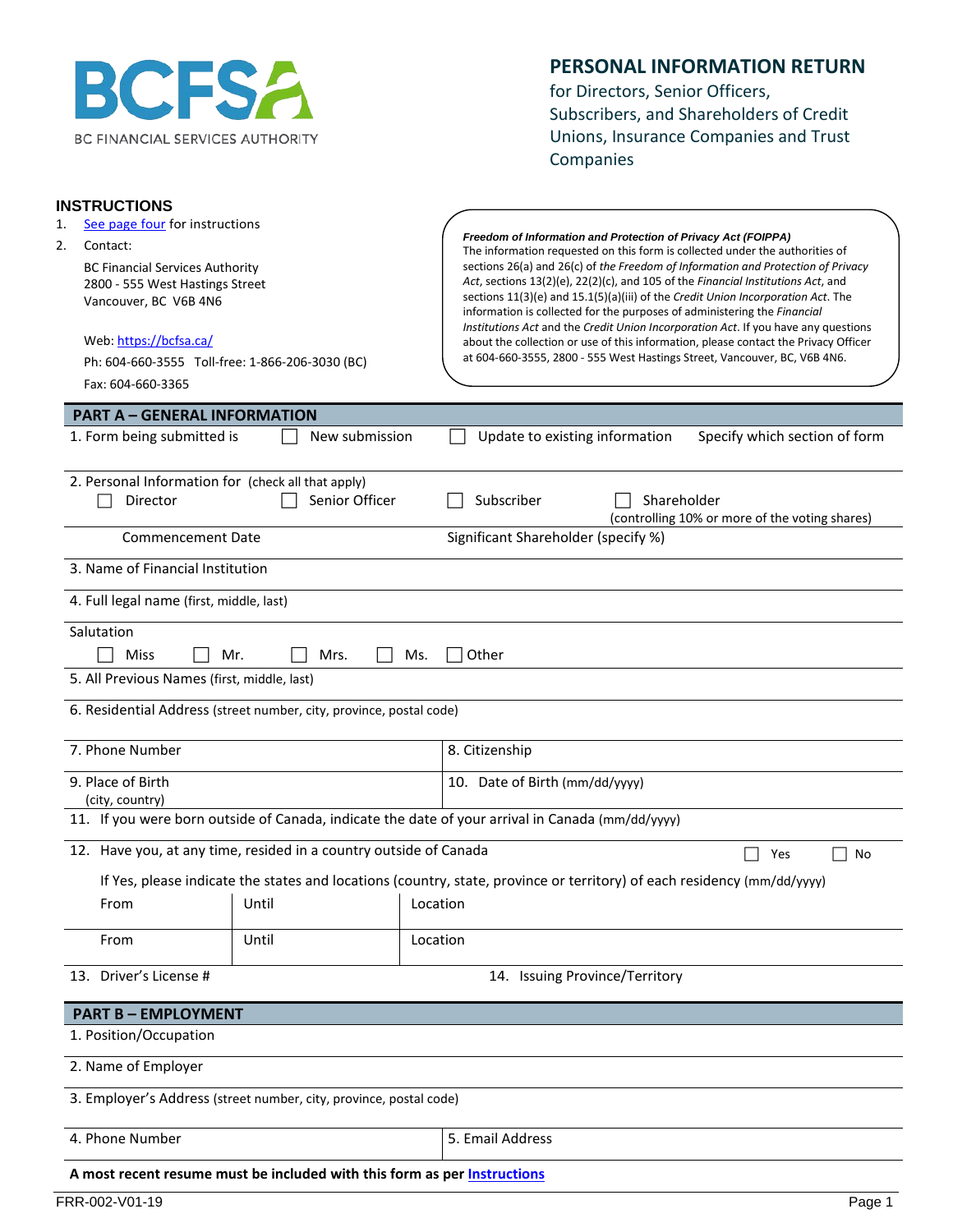BCFSA
BC FINANCIAL SERVICES AUTHORITY

# PERSONAL INFORMATION RETURN

for Directors, Senior Officers, Subscribers, and Shareholders of Credit Unions, Insurance Companies and Trust Companies

## INSTRUCTIONS

1. See page four for instructions
2. Contact:

   BC Financial Services Authority
   2800 - 555 West Hastings Street
   Vancouver, BC V6B 4N6

   Web: https://bcfsa.ca/
   Ph: 604-660-3555 Toll-free: 1-866-206-3030 (BC)
   Fax: 604-660-3365

***Freedom of Information and Protection of Privacy Act (FOIPPA)***
The information requested on this form is collected under the authorities of sections 26(a) and 26(c) of *the Freedom of Information and Protection of Privacy Act*, sections 13(2)(e), 22(2)(c), and 105 of the *Financial Institutions Act*, and sections 11(3)(e) and 15.1(5)(a)(iii) of the *Credit Union Incorporation Act*. The information is collected for the purposes of administering the *Financial Institutions Act* and the *Credit Union Incorporation Act*. If you have any questions about the collection or use of this information, please contact the Privacy Officer at 604-660-3555, 2800 - 555 West Hastings Street, Vancouver, BC, V6B 4N6.

## PART A – GENERAL INFORMATION

1. Form being submitted is ☐ New submission ☐ Update to existing information Specify which section of form

2. Personal Information for (check all that apply)
☐ Director ☐ Senior Officer ☐ Subscriber ☐ Shareholder (controlling 10% or more of the voting shares)

Commencement Date | Significant Shareholder (specify %)

3. Name of Financial Institution

4. Full legal name (first, middle, last)

Salutation
☐ Miss ☐ Mr. ☐ Mrs. ☐ Ms. ☐ Other

5. All Previous Names (first, middle, last)

6. Residential Address (street number, city, province, postal code)

| 7. Phone Number | 8. Citizenship |
|---|---|
| 9. Place of Birth (city, country) | 10. Date of Birth (mm/dd/yyyy) |

11. If you were born outside of Canada, indicate the date of your arrival in Canada (mm/dd/yyyy)

12. Have you, at any time, resided in a country outside of Canada ☐ Yes ☐ No

If Yes, please indicate the states and locations (country, state, province or territory) of each residency (mm/dd/yyyy)

| From | Until | Location |
|---|---|---|
| From | Until | Location |

13. Driver's License # 14. Issuing Province/Territory

## PART B – EMPLOYMENT

1. Position/Occupation

2. Name of Employer

3. Employer's Address (street number, city, province, postal code)

| 4. Phone Number | 5. Email Address |
|---|---|

**A most recent resume must be included with this form as per Instructions**

FRR-002-V01-19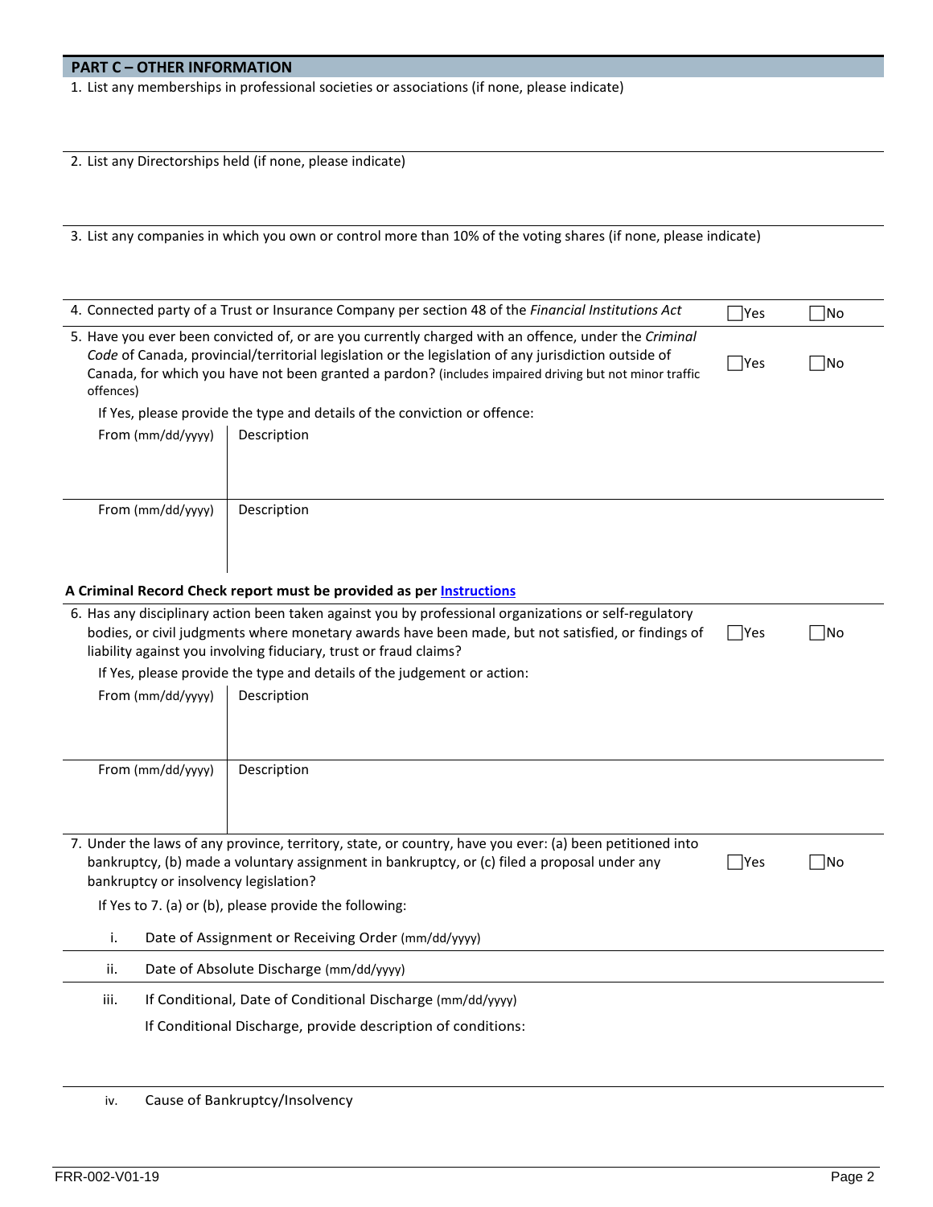## PART C – OTHER INFORMATION

1. List any memberships in professional societies or associations (if none, please indicate)

2. List any Directorships held (if none, please indicate)

3. List any companies in which you own or control more than 10% of the voting shares (if none, please indicate)

4. Connected party of a Trust or Insurance Company per section 48 of the *Financial Institutions Act* ☐Yes ☐No

5. Have you ever been convicted of, or are you currently charged with an offence, under the *Criminal Code* of Canada, provincial/territorial legislation or the legislation of any jurisdiction outside of Canada, for which you have not been granted a pardon? (includes impaired driving but not minor traffic offences) ☐Yes ☐No

   If Yes, please provide the type and details of the conviction or offence:

| From (mm/dd/yyyy) | Description |
|---|---|
| From (mm/dd/yyyy) | Description |

**A Criminal Record Check report must be provided as per Instructions**

6. Has any disciplinary action been taken against you by professional organizations or self-regulatory bodies, or civil judgments where monetary awards have been made, but not satisfied, or findings of liability against you involving fiduciary, trust or fraud claims? ☐Yes ☐No

   If Yes, please provide the type and details of the judgement or action:

| From (mm/dd/yyyy) | Description |
|---|---|
| From (mm/dd/yyyy) | Description |

7. Under the laws of any province, territory, state, or country, have you ever: (a) been petitioned into bankruptcy, (b) made a voluntary assignment in bankruptcy, or (c) filed a proposal under any bankruptcy or insolvency legislation? ☐Yes ☐No

   If Yes to 7. (a) or (b), please provide the following:

   i. Date of Assignment or Receiving Order (mm/dd/yyyy)

   ii. Date of Absolute Discharge (mm/dd/yyyy)

   iii. If Conditional, Date of Conditional Discharge (mm/dd/yyyy)

   If Conditional Discharge, provide description of conditions:

   iv. Cause of Bankruptcy/Insolvency

FRR-002-V01-19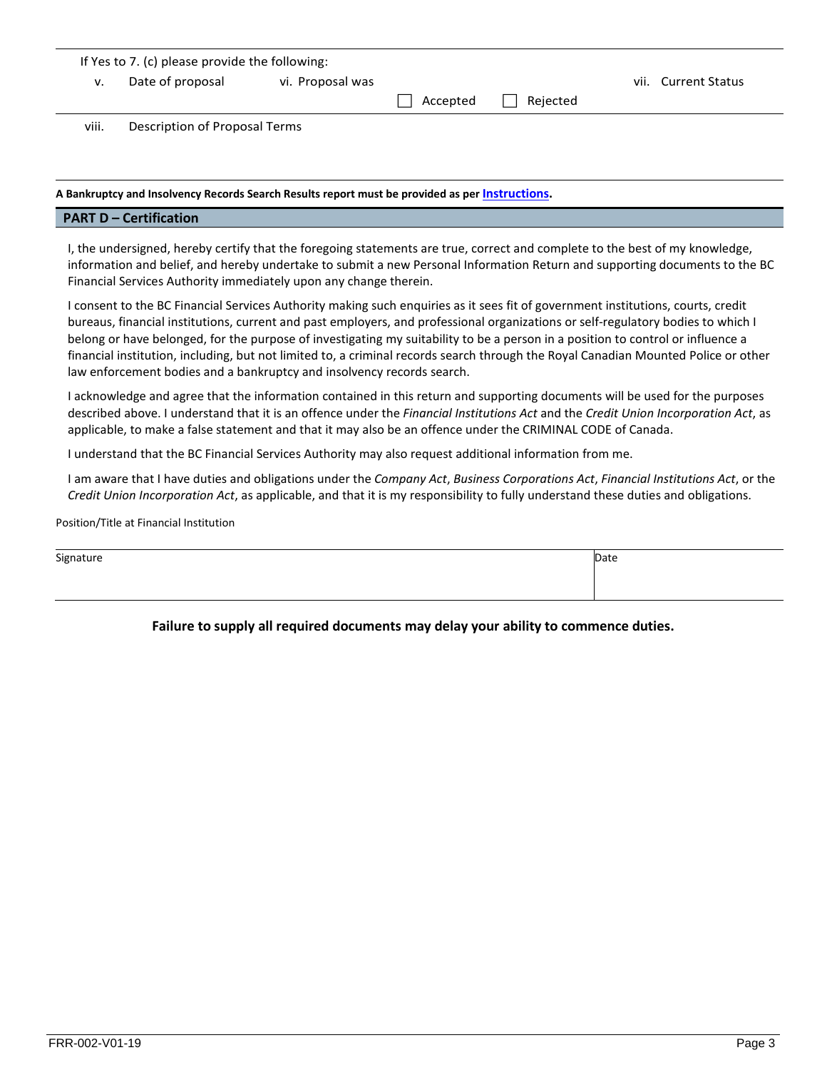If Yes to 7. (c) please provide the following:

| v. Date of proposal | vi. Proposal was | | vii. Current Status |
|---|---|---|---|
| | ☐ Accepted | ☐ Rejected | |

viii. Description of Proposal Terms

**A Bankruptcy and Insolvency Records Search Results report must be provided as per Instructions.**

## PART D – Certification

I, the undersigned, hereby certify that the foregoing statements are true, correct and complete to the best of my knowledge, information and belief, and hereby undertake to submit a new Personal Information Return and supporting documents to the BC Financial Services Authority immediately upon any change therein.

I consent to the BC Financial Services Authority making such enquiries as it sees fit of government institutions, courts, credit bureaus, financial institutions, current and past employers, and professional organizations or self-regulatory bodies to which I belong or have belonged, for the purpose of investigating my suitability to be a person in a position to control or influence a financial institution, including, but not limited to, a criminal records search through the Royal Canadian Mounted Police or other law enforcement bodies and a bankruptcy and insolvency records search.

I acknowledge and agree that the information contained in this return and supporting documents will be used for the purposes described above. I understand that it is an offence under the *Financial Institutions Act* and the *Credit Union Incorporation Act*, as applicable, to make a false statement and that it may also be an offence under the CRIMINAL CODE of Canada.

I understand that the BC Financial Services Authority may also request additional information from me.

I am aware that I have duties and obligations under the *Company Act*, *Business Corporations Act*, *Financial Institutions Act*, or the *Credit Union Incorporation Act*, as applicable, and that it is my responsibility to fully understand these duties and obligations.

Position/Title at Financial Institution

| Signature | Date |
|---|---|
| | |

**Failure to supply all required documents may delay your ability to commence duties.**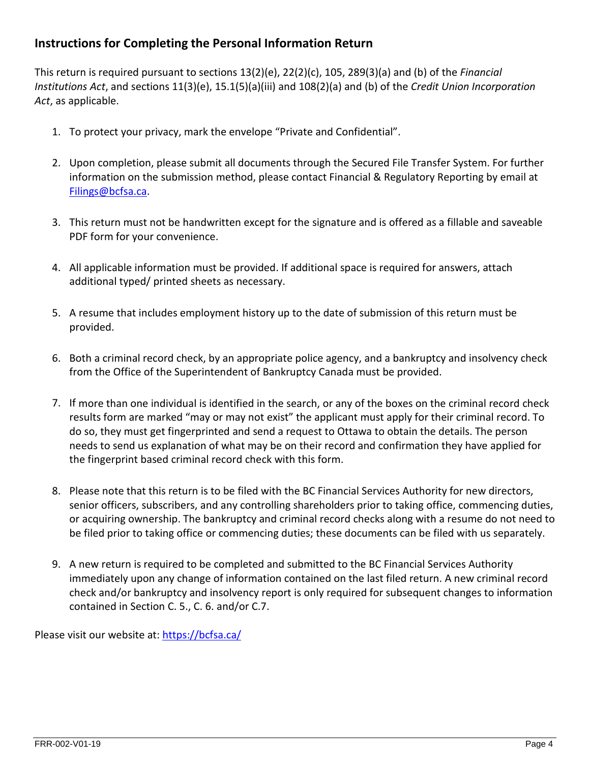## Instructions for Completing the Personal Information Return

This return is required pursuant to sections 13(2)(e), 22(2)(c), 105, 289(3)(a) and (b) of the *Financial Institutions Act*, and sections 11(3)(e), 15.1(5)(a)(iii) and 108(2)(a) and (b) of the *Credit Union Incorporation Act*, as applicable.

1. To protect your privacy, mark the envelope "Private and Confidential".

2. Upon completion, please submit all documents through the Secured File Transfer System. For further information on the submission method, please contact Financial & Regulatory Reporting by email at [Filings@bcfsa.ca](mailto:Filings@bcfsa.ca).

3. This return must not be handwritten except for the signature and is offered as a fillable and saveable PDF form for your convenience.

4. All applicable information must be provided. If additional space is required for answers, attach additional typed/ printed sheets as necessary.

5. A resume that includes employment history up to the date of submission of this return must be provided.

6. Both a criminal record check, by an appropriate police agency, and a bankruptcy and insolvency check from the Office of the Superintendent of Bankruptcy Canada must be provided.

7. If more than one individual is identified in the search, or any of the boxes on the criminal record check results form are marked "may or may not exist" the applicant must apply for their criminal record. To do so, they must get fingerprinted and send a request to Ottawa to obtain the details. The person needs to send us explanation of what may be on their record and confirmation they have applied for the fingerprint based criminal record check with this form.

8. Please note that this return is to be filed with the BC Financial Services Authority for new directors, senior officers, subscribers, and any controlling shareholders prior to taking office, commencing duties, or acquiring ownership. The bankruptcy and criminal record checks along with a resume do not need to be filed prior to taking office or commencing duties; these documents can be filed with us separately.

9. A new return is required to be completed and submitted to the BC Financial Services Authority immediately upon any change of information contained on the last filed return. A new criminal record check and/or bankruptcy and insolvency report is only required for subsequent changes to information contained in Section C. 5., C. 6. and/or C.7.

Please visit our website at: [https://bcfsa.ca/](https://bcfsa.ca/)

FRR-002-V01-19